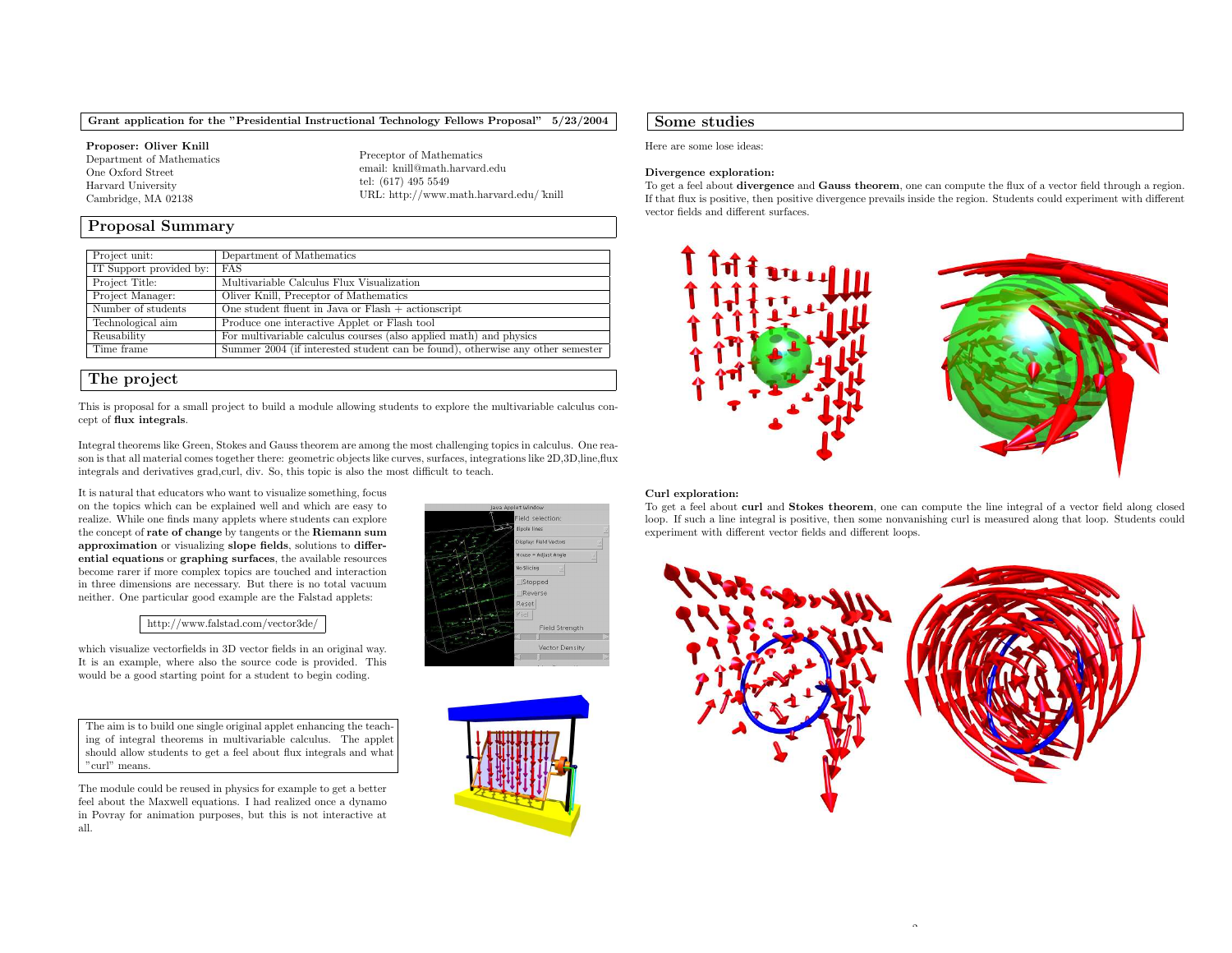**Grant application for the "Presidential Instructional Technology Fellows Proposal" 5/23/2004**

**Proposer: Oliver Knill**
Department of Mathematics
One Oxford Street
Harvard University
Cambridge, MA 02138

Preceptor of Mathematics
email: knill@math.harvard.edu
tel: (617) 495 5549
URL: http://www.math.harvard.edu/~knill

## Proposal Summary

| Project unit: | Department of Mathematics |
|---|---|
| IT Support provided by: | FAS |
| Project Title: | Multivariable Calculus Flux Visualization |
| Project Manager: | Oliver Knill, Preceptor of Mathematics |
| Number of students | One student fluent in Java or Flash + actionscript |
| Technological aim | Produce one interactive Applet or Flash tool |
| Reusability | For multivariable calculus courses (also applied math) and physics |
| Time frame | Summer 2004 (if interested student can be found), otherwise any other semester |

## The project

This is proposal for a small project to build a module allowing students to explore the multivariable calculus concept of **flux integrals**.

Integral theorems like Green, Stokes and Gauss theorem are among the most challenging topics in calculus. One reason is that all material comes together there: geometric objects like curves, surfaces, integrations like 2D,3D,line,flux integrals and derivatives grad,curl, div. So, this topic is also the most difficult to teach.

It is natural that educators who want to visualize something, focus on the topics which can be explained well and which are easy to realize. While one finds many applets where students can explore the concept of **rate of change** by tangents or the **Riemann sum approximation** or visualizing **slope fields**, solutions to **differential equations** or **graphing surfaces**, the available resources become rarer if more complex topics are touched and interaction in three dimensions are necessary. But there is no total vacuum neither. One particular good example are the Falstad applets:

http://www.falstad.com/vector3de/

which visualize vectorfields in 3D vector fields in an original way. It is an example, where also the source code is provided. This would be a good starting point for a student to begin coding.

The aim is to build one single original applet enhancing the teaching of integral theorems in multivariable calculus. The applet should allow students to get a feel about flux integrals and what "curl" means.

The module could be reused in physics for example to get a better feel about the Maxwell equations. I had realized once a dynamo in Povray for animation purposes, but this is not interactive at all.

## Some studies

Here are some lose ideas:

**Divergence exploration:**
To get a feel about **divergence** and **Gauss theorem**, one can compute the flux of a vector field through a region. If that flux is positive, then positive divergence prevails inside the region. Students could experiment with different vector fields and different surfaces.

**Curl exploration:**
To get a feel about **curl** and **Stokes theorem**, one can compute the line integral of a vector field along closed loop. If such a line integral is positive, then some nonvanishing curl is measured along that loop. Students could experiment with different vector fields and different loops.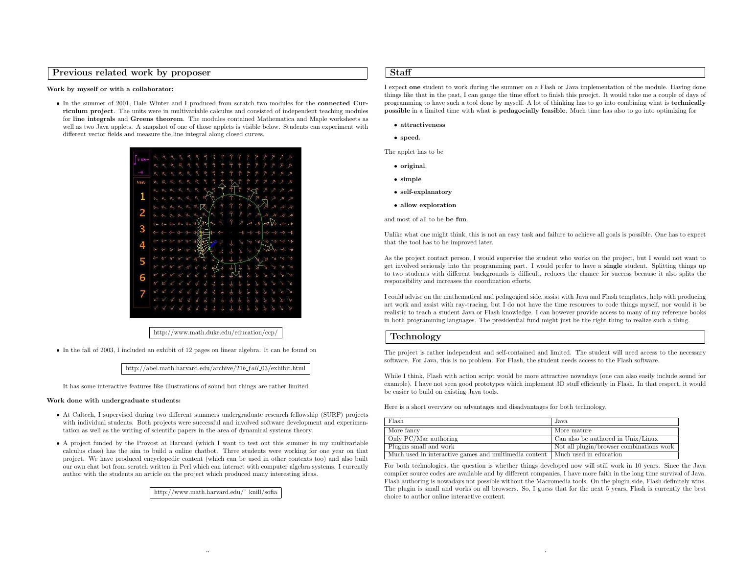## Previous related work by proposer

**Work by myself or with a collaborator:**

- In the summer of 2001, Dale Winter and I produced from scratch two modules for the **connected Curriculum project**. The units were in multivariable calculus and consisted of independent teaching modules for **line integrals** and **Greens theorem**. The modules contained Mathematica and Maple worksheets as well as two Java applets. A snapshot of one of those applets is visible below. Students can experiment with different vector fields and measure the line integral along closed curves.

http://www.math.duke.edu/education/ccp/

- In the fall of 2003, I included an exhibit of 12 pages on linear algebra. It can be found on

http://abel.math.harvard.edu/archive/21b_fall_03/exhibit.html

It has some interactive features like illustrations of sound but things are rather limited.

**Work done with undergraduate students:**

- At Caltech, I supervised during two different summers undergraduate research fellowship (SURF) projects with individual students. Both projects were successful and involved software development and experimentation as well as the writing of scientific papers in the area of dynamical systems theory.
- A project funded by the Provost at Harvard (which I want to test out this summer in my multivariable calculus class) has the aim to build a online chatbot. Three students were working for one year on that project. We have produced encyclopedic content (which can be used in other contexts too) and also built our own chat bot from scratch written in Perl which can interact with computer algebra systems. I currently author with the students an article on the project which produced many interesting ideas.

http://www.math.harvard.edu/~knill/sofia

## Staff

I expect **one** student to work during the summer on a Flash or Java implementation of the module. Having done things like that in the past, I can gauge the time effort to finish this proejct. It would take me a couple of days of programming to have such a tool done by myself. A lot of thinking has to go into combining what is **technically possible** in a limited time with what is **pedagocially feasible**. Much time has also to go into optimizing for

- **attractiveness**
- **speed**.

The applet has to be

- **original**,
- **simple**
- **self-explanatory**
- **allow exploration**

and most of all to be **be fun**.

Unlike what one might think, this is not an easy task and failure to achieve all goals is possible. One has to expect that the tool has to be improved later.

As the project contact person, I would supervise the student who works on the project, but I would not want to get involved seriously into the programming part. I would prefer to have a **single** student. Splitting things up to two students with different backgrounds is difficult, reduces the chance for success because it also splits the responsibility and increases the coordination efforts.

I could advise on the mathematical and pedagogical side, assist with Java and Flash templates, help with producing art work and assist with ray-tracing, but I do not have the time resources to code things myself, nor would it be realistic to teach a student Java or Flash knowledge. I can however provide access to many of my reference books in both programming languages. The presidential fund might just be the right thing to realize such a thing.

## Technology

The project is rather independent and self-contained and limited. The student will need access to the necessary software. For Java, this is no problem. For Flash, the student needs access to the Flash software.

While I think, Flash with action script would be more attractive nowadays (one can also easily include sound for example). I have not seen good prototypes which implement 3D stuff efficiently in Flash. In that respect, it would be easier to build on existing Java tools.

Here is a short overview on advantages and disadvantages for both technology.

| Flash | Java |
|---|---|
| More fancy | More mature |
| Only PC/Mac authoring | Can also be authored in Unix/Linux |
| Plugins small and work | Not all plugin/browser combinations work |
| Much used in interactive games and multimedia content | Much used in education |

For both technologies, the question is whether things developed now will still work in 10 years. Since the Java compiler source codes are available and by different companies, I have more faith in the long time survival of Java. Flash authoring is nowadays not possible without the Macromedia tools. On the plugin side, Flash definitely wins. The plugin is small and works on all browsers. So, I guess that for the next 5 years, Flash is currently the best choice to author online interactive content.